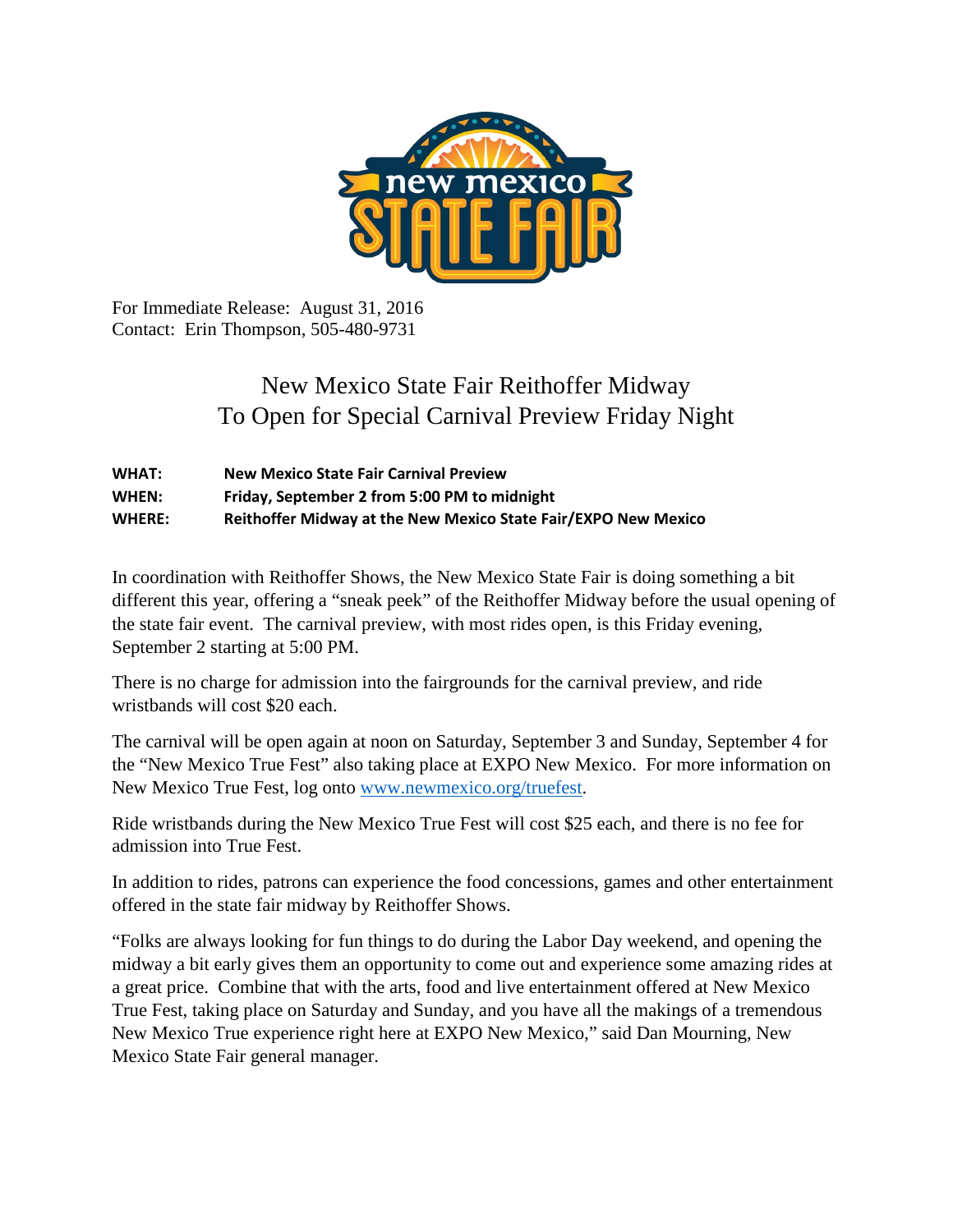For Immediate Release: August 31, 2016
Contact: Erin Thompson, 505-480-9731

# New Mexico State Fair Reithoffer Midway To Open for Special Carnival Preview Friday Night

**WHAT:** **New Mexico State Fair Carnival Preview**
**WHEN:** **Friday, September 2 from 5:00 PM to midnight**
**WHERE:** **Reithoffer Midway at the New Mexico State Fair/EXPO New Mexico**

In coordination with Reithoffer Shows, the New Mexico State Fair is doing something a bit different this year, offering a "sneak peek" of the Reithoffer Midway before the usual opening of the state fair event. The carnival preview, with most rides open, is this Friday evening, September 2 starting at 5:00 PM.

There is no charge for admission into the fairgrounds for the carnival preview, and ride wristbands will cost $20 each.

The carnival will be open again at noon on Saturday, September 3 and Sunday, September 4 for the "New Mexico True Fest" also taking place at EXPO New Mexico. For more information on New Mexico True Fest, log onto [www.newmexico.org/truefest](www.newmexico.org/truefest).

Ride wristbands during the New Mexico True Fest will cost $25 each, and there is no fee for admission into True Fest.

In addition to rides, patrons can experience the food concessions, games and other entertainment offered in the state fair midway by Reithoffer Shows.

"Folks are always looking for fun things to do during the Labor Day weekend, and opening the midway a bit early gives them an opportunity to come out and experience some amazing rides at a great price. Combine that with the arts, food and live entertainment offered at New Mexico True Fest, taking place on Saturday and Sunday, and you have all the makings of a tremendous New Mexico True experience right here at EXPO New Mexico," said Dan Mourning, New Mexico State Fair general manager.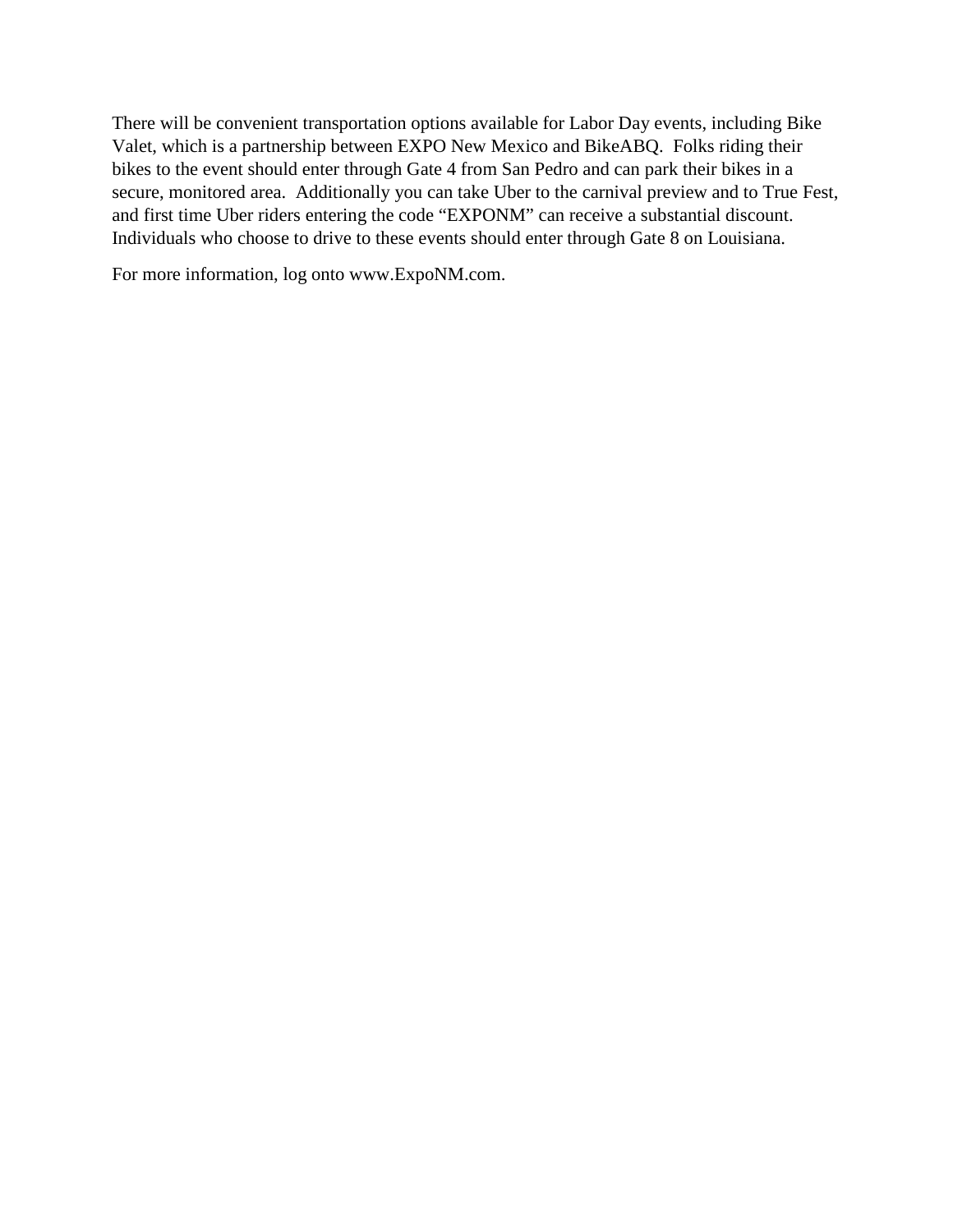There will be convenient transportation options available for Labor Day events, including Bike Valet, which is a partnership between EXPO New Mexico and BikeABQ.  Folks riding their bikes to the event should enter through Gate 4 from San Pedro and can park their bikes in a secure, monitored area.  Additionally you can take Uber to the carnival preview and to True Fest, and first time Uber riders entering the code “EXPONM” can receive a substantial discount. Individuals who choose to drive to these events should enter through Gate 8 on Louisiana.

For more information, log onto www.ExpoNM.com.